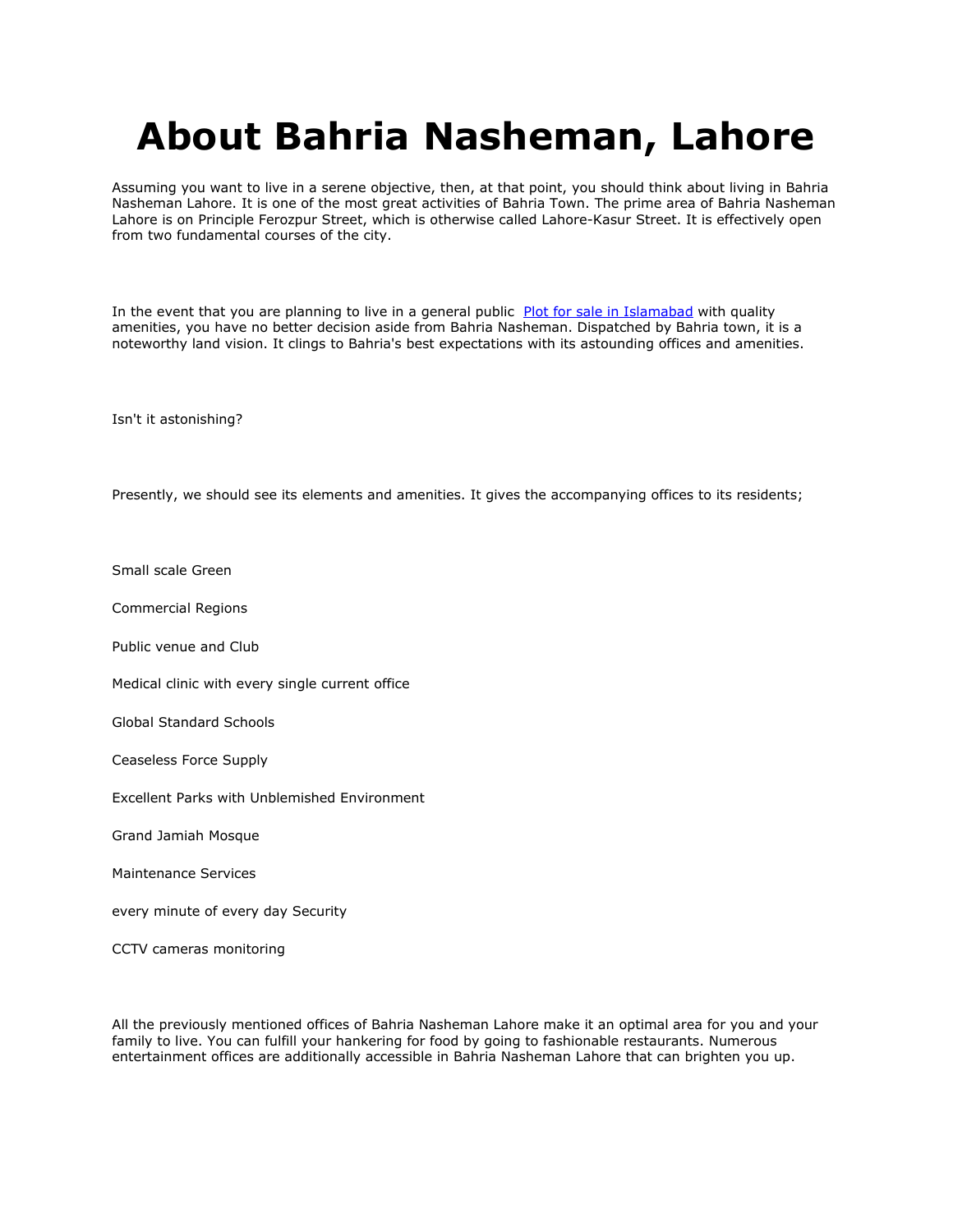# About Bahria Nasheman, Lahore

Assuming you want to live in a serene objective, then, at that point, you should think about living in Bahria Nasheman Lahore. It is one of the most great activities of Bahria Town. The prime area of Bahria Nasheman Lahore is on Principle Ferozpur Street, which is otherwise called Lahore-Kasur Street. It is effectively open from two fundamental courses of the city.

In the event that you are planning to live in a general public [Plot for sale in Islamabad]() with quality amenities, you have no better decision aside from Bahria Nasheman. Dispatched by Bahria town, it is a noteworthy land vision. It clings to Bahria's best expectations with its astounding offices and amenities.

Isn't it astonishing?

Presently, we should see its elements and amenities. It gives the accompanying offices to its residents;

Small scale Green

Commercial Regions

Public venue and Club

Medical clinic with every single current office

Global Standard Schools

Ceaseless Force Supply

Excellent Parks with Unblemished Environment

Grand Jamiah Mosque

Maintenance Services

every minute of every day Security

CCTV cameras monitoring

All the previously mentioned offices of Bahria Nasheman Lahore make it an optimal area for you and your family to live. You can fulfill your hankering for food by going to fashionable restaurants. Numerous entertainment offices are additionally accessible in Bahria Nasheman Lahore that can brighten you up.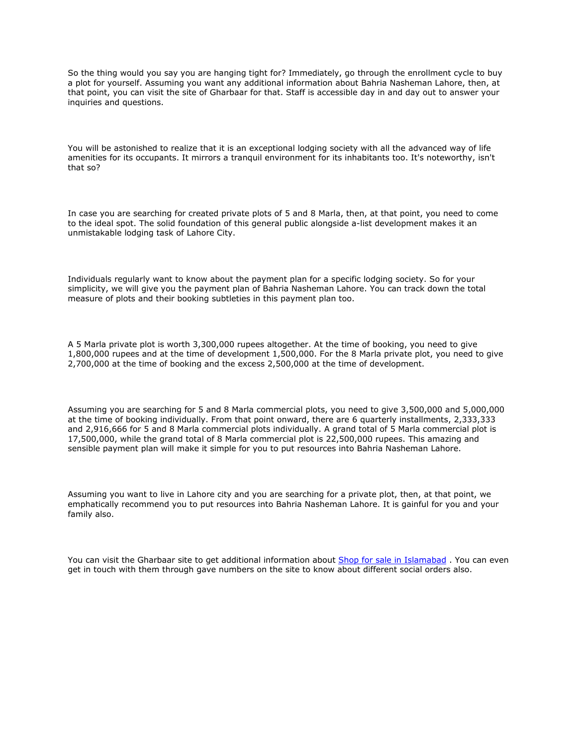So the thing would you say you are hanging tight for? Immediately, go through the enrollment cycle to buy a plot for yourself. Assuming you want any additional information about Bahria Nasheman Lahore, then, at that point, you can visit the site of Gharbaar for that. Staff is accessible day in and day out to answer your inquiries and questions.

You will be astonished to realize that it is an exceptional lodging society with all the advanced way of life amenities for its occupants. It mirrors a tranquil environment for its inhabitants too. It's noteworthy, isn't that so?

In case you are searching for created private plots of 5 and 8 Marla, then, at that point, you need to come to the ideal spot. The solid foundation of this general public alongside a-list development makes it an unmistakable lodging task of Lahore City.

Individuals regularly want to know about the payment plan for a specific lodging society. So for your simplicity, we will give you the payment plan of Bahria Nasheman Lahore. You can track down the total measure of plots and their booking subtleties in this payment plan too.

A 5 Marla private plot is worth 3,300,000 rupees altogether. At the time of booking, you need to give 1,800,000 rupees and at the time of development 1,500,000. For the 8 Marla private plot, you need to give 2,700,000 at the time of booking and the excess 2,500,000 at the time of development.

Assuming you are searching for 5 and 8 Marla commercial plots, you need to give 3,500,000 and 5,000,000 at the time of booking individually. From that point onward, there are 6 quarterly installments, 2,333,333 and 2,916,666 for 5 and 8 Marla commercial plots individually. A grand total of 5 Marla commercial plot is 17,500,000, while the grand total of 8 Marla commercial plot is 22,500,000 rupees. This amazing and sensible payment plan will make it simple for you to put resources into Bahria Nasheman Lahore.

Assuming you want to live in Lahore city and you are searching for a private plot, then, at that point, we emphatically recommend you to put resources into Bahria Nasheman Lahore. It is gainful for you and your family also.

You can visit the Gharbaar site to get additional information about Shop for sale in Islamabad . You can even get in touch with them through gave numbers on the site to know about different social orders also.